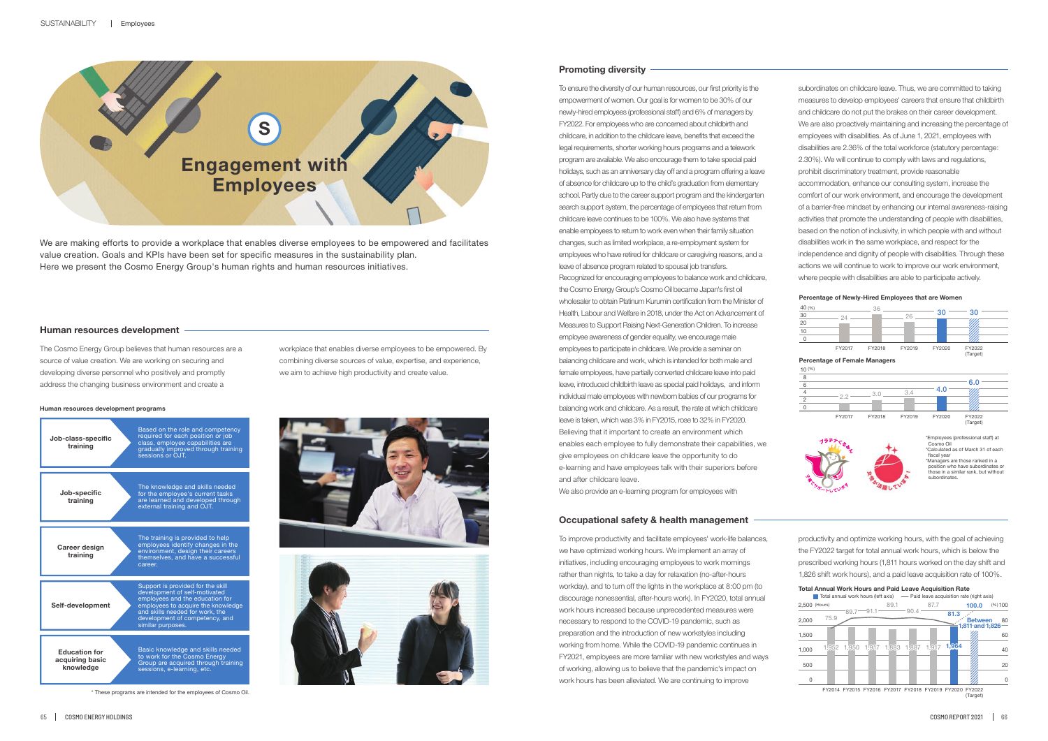# Engagement with Employees

We are making efforts to provide a workplace that enables diverse employees to be empowered and facilitates value creation. Goals and KPIs have been set for specific measures in the sustainability plan.
Here we present the Cosmo Energy Group's human rights and human resources initiatives.

## Human resources development

The Cosmo Energy Group believes that human resources are a source of value creation. We are working on securing and developing diverse personnel who positively and promptly address the changing business environment and create a workplace that enables diverse employees to be empowered. By combining diverse sources of value, expertise, and experience, we aim to achieve high productivity and create value.

**Human resources development programs**

| Program | Description |
|---|---|
| Job-class-specific training | Based on the role and competency required for each position or job class, employee capabilities are gradually improved through training sessions or OJT. |
| Job-specific training | The knowledge and skills needed for the employee's current tasks are learned and developed through external training and OJT. |
| Career design training | The training is provided to help employees identify changes in the environment, design their careers themselves, and have a successful career. |
| Self-development | Support is provided for the skill development of self-motivated employees and the education for employees to acquire the knowledge and skills needed for work, the development of competency, and similar purposes. |
| Education for acquiring basic knowledge | Basic knowledge and skills needed to work for the Cosmo Energy Group are acquired through training sessions, e-learning, etc. |

* These programs are intended for the employees of Cosmo Oil.

## Promoting diversity

To ensure the diversity of our human resources, our first priority is the empowerment of women. Our goal is for women to be 30% of our newly-hired employees (professional staff) and 6% of managers by FY2022. For employees who are concerned about childbirth and childcare, in addition to the childcare leave, benefits that exceed the legal requirements, shorter working hours programs and a telework program are available. We also encourage them to take special paid holidays, such as an anniversary day off and a program offering a leave of absence for childcare up to the child's graduation from elementary school. Partly due to the career support program and the kindergarten search support system, the percentage of employees that return from childcare leave continues to be 100%. We also have systems that enable employees to return to work even when their family situation changes, such as limited workplace, a re-employment system for employees who have retired for childcare or caregiving reasons, and a leave of absence program related to spousal job transfers.
Recognized for encouraging employees to balance work and childcare, the Cosmo Energy Group's Cosmo Oil became Japan's first oil wholesaler to obtain Platinum Kurumin certification from the Minister of Health, Labour and Welfare in 2018, under the Act on Advancement of Measures to Support Raising Next-Generation Children. To increase employee awareness of gender equality, we encourage male employees to participate in childcare. We provide a seminar on balancing childcare and work, which is intended for both male and female employees, have partially converted childcare leave into paid leave, introduced childbirth leave as special paid holidays, and inform individual male employees with newborn babies of our programs for balancing work and childcare. As a result, the rate at which childcare leave is taken, which was 3% in FY2015, rose to 32% in FY2020. Believing that it important to create an environment which enables each employee to fully demonstrate their capabilities, we give employees on childcare leave the opportunity to do e-learning and have employees talk with their superiors before and after childcare leave.
We also provide an e-learning program for employees with subordinates on childcare leave. Thus, we are committed to taking measures to develop employees' careers that ensure that childbirth and childcare do not put the brakes on their career development.
We are also proactively maintaining and increasing the percentage of employees with disabilities. As of June 1, 2021, employees with disabilities are 2.36% of the total workforce (statutory percentage: 2.30%). We will continue to comply with laws and regulations, prohibit discriminatory treatment, provide reasonable accommodation, enhance our consulting system, increase the comfort of our work environment, and encourage the development of a barrier-free mindset by enhancing our internal awareness-raising activities that promote the understanding of people with disabilities, based on the notion of inclusivity, in which people with and without disabilities work in the same workplace, and respect for the independence and dignity of people with disabilities. Through these actions we will continue to work to improve our work environment, where people with disabilities are able to participate actively.

**Percentage of Newly-Hired Employees that are Women** (%)

| FY2017 | FY2018 | FY2019 | FY2020 | FY2022 (Target) |
|---|---|---|---|---|
| 24 | 36 | 26 | 30 | 30 |

**Percentage of Female Managers** (%)

| FY2017 | FY2018 | FY2019 | FY2020 | FY2022 (Target) |
|---|---|---|---|---|
| 2.2 | 3.0 | 3.4 | 4.0 | 6.0 |

*Employees (professional staff) at Cosmo Oil
*Calculated as of March 31 of each fiscal year
*Managers are those ranked in a position who have subordinates or those in a similar rank, but without subordinates.

## Occupational safety & health management

To improve productivity and facilitate employees' work-life balances, we have optimized working hours. We implement an array of initiatives, including encouraging employees to work mornings rather than nights, to take a day for relaxation (no-after-hours workday), and to turn off the lights in the workplace at 8:00 pm (to discourage nonessential, after-hours work). In FY2020, total annual work hours increased because unprecedented measures were necessary to respond to the COVID-19 pandemic, such as preparation and the introduction of new workstyles including working from home. While the COVID-19 pandemic continues in FY2021, employees are more familiar with new workstyles and ways of working, allowing us to believe that the pandemic's impact on work hours has been alleviated. We are continuing to improve productivity and optimize working hours, with the goal of achieving the FY2022 target for total annual work hours, which is below the prescribed working hours (1,811 hours worked on the day shift and 1,826 shift work hours), and a paid leave acquisition rate of 100%.

**Total Annual Work Hours and Paid Leave Acquisition Rate**

| | FY2014 | FY2015 | FY2016 | FY2017 | FY2018 | FY2019 | FY2020 | FY2022 (Target) |
|---|---|---|---|---|---|---|---|---|
| Total annual work hours (Hours, left axis) | 1,952 | 1,950 | 1,917 | 1,883 | 1,887 | 1,917 | 1,964 | Between 1,811 and 1,826 |
| Paid leave acquisition rate (%, right axis) | 75.9 | 89.7 | 91.1 | 89.1 | 90.4 | 87.7 | 81.3 | 100.0 |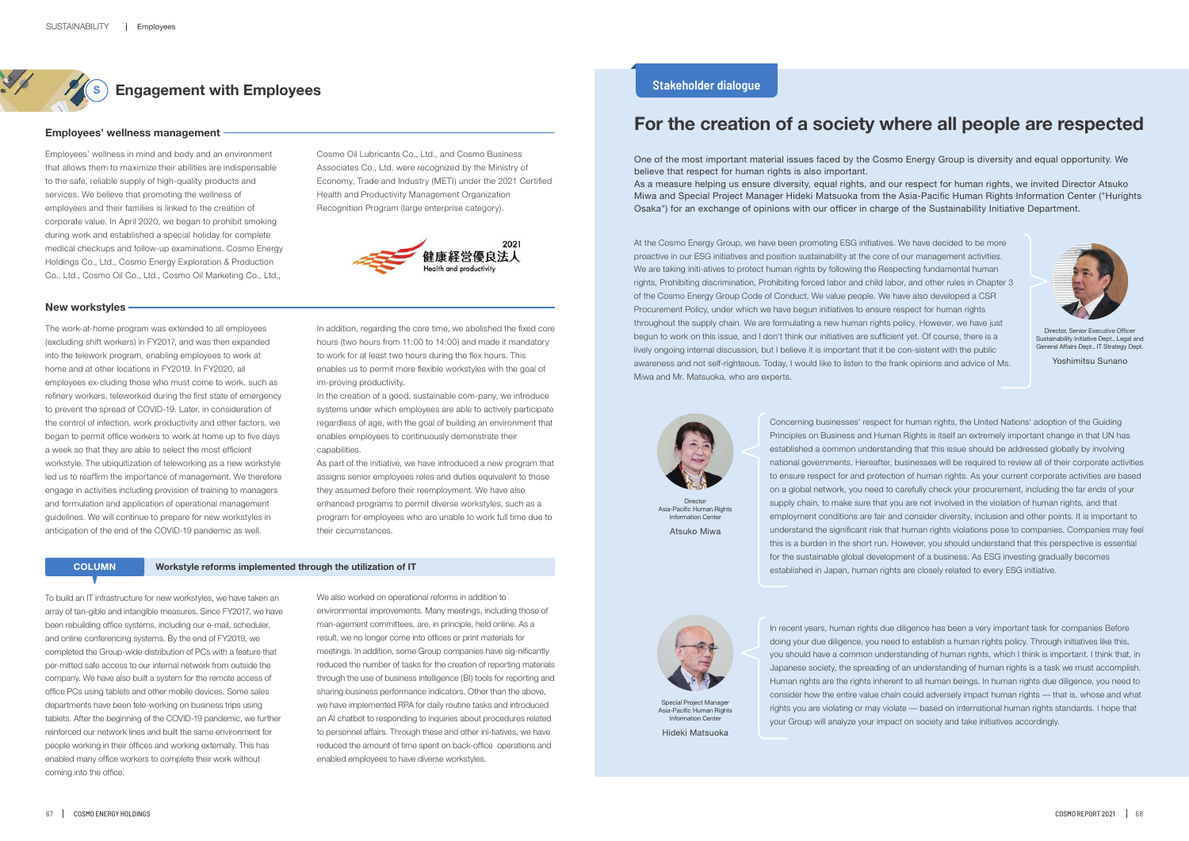# Engagement with Employees

## Employees' wellness management

Employees' wellness in mind and body and an environment that allows them to maximize their abilities are indispensable to the safe, reliable supply of high-quality products and services. We believe that promoting the wellness of employees and their families is linked to the creation of corporate value. In April 2020, we began to prohibit smoking during work and established a special holiday for complete medical checkups and follow-up examinations. Cosmo Energy Holdings Co., Ltd., Cosmo Energy Exploration & Production Co., Ltd., Cosmo Oil Co., Ltd., Cosmo Oil Marketing Co., Ltd., Cosmo Oil Lubricants Co., Ltd., and Cosmo Business Associates Co., Ltd. were recognized by the Ministry of Economy, Trade and Industry (METI) under the 2021 Certified Health and Productivity Management Organization Recognition Program (large enterprise category).

2021
健康経営優良法人
Health and productivity

## New workstyles

The work-at-home program was extended to all employees (excluding shift workers) in FY2017, and was then expanded into the telework program, enabling employees to work at home and at other locations in FY2019. In FY2020, all employees ex-cluding those who must come to work, such as refinery workers, teleworked during the first state of emergency to prevent the spread of COVID-19. Later, in consideration of the control of infection, work productivity and other factors, we began to permit office workers to work at home up to five days a week so that they are able to select the most efficient workstyle. The ubiquitization of teleworking as a new workstyle led us to reaffirm the importance of management. We therefore engage in activities including provision of training to managers and formulation and application of operational management guidelines. We will continue to prepare for new workstyles in anticipation of the end of the COVID-19 pandemic as well.

In addition, regarding the core time, we abolished the fixed core hours (two hours from 11:00 to 14:00) and made it mandatory to work for at least two hours during the flex hours. This enables us to permit more flexible workstyles with the goal of im-proving productivity.

In the creation of a good, sustainable com-pany, we introduce systems under which employees are able to actively participate regardless of age, with the goal of building an environment that enables employees to continuously demonstrate their capabilities.

As part of the initiative, we have introduced a new program that assigns senior employees roles and duties equivalent to those they assumed before their reemployment. We have also enhanced programs to permit diverse workstyles, such as a program for employees who are unable to work full time due to their circumstances.

### COLUMN — Workstyle reforms implemented through the utilization of IT

To build an IT infrastructure for new workstyles, we have taken an array of tan-gible and intangible measures. Since FY2017, we have been rebuilding office systems, including our e-mail, scheduler, and online conferencing systems. By the end of FY2019, we completed the Group-wide distribution of PCs with a feature that per-mitted safe access to our internal network from outside the company. We have also built a system for the remote access of office PCs using tablets and other mobile devices. Some sales departments have been tele-working on business trips using tablets. After the beginning of the COVID-19 pandemic, we further reinforced our network lines and built the same environment for people working in their offices and working externally. This has enabled many office workers to complete their work without coming into the office.

We also worked on operational reforms in addition to environmental improvements. Many meetings, including those of man-agement committees, are, in principle, held online. As a result, we no longer come into offices or print materials for meetings. In addition, some Group companies have sig-nificantly reduced the number of tasks for the creation of reporting materials through the use of business intelligence (BI) tools for reporting and sharing business performance indicators. Other than the above, we have implemented RPA for daily routine tasks and introduced an AI chatbot to responding to inquiries about procedures related to personnel affairs. Through these and other ini-tiatives, we have reduced the amount of time spent on back-office operations and enabled employees to have diverse workstyles.

## Stakeholder dialogue

# For the creation of a society where all people are respected

One of the most important material issues faced by the Cosmo Energy Group is diversity and equal opportunity. We believe that respect for human rights is also important.
As a measure helping us ensure diversity, equal rights, and our respect for human rights, we invited Director Atsuko Miwa and Special Project Manager Hideki Matsuoka from the Asia-Pacific Human Rights Information Center ("Hurights Osaka") for an exchange of opinions with our officer in charge of the Sustainability Initiative Department.

**Director, Senior Executive Officer, Sustainability Initiative Dept., Legal and General Affairs Dept., IT Strategy Dept. — Yoshimitsu Sunano**

At the Cosmo Energy Group, we have been promoting ESG initiatives. We have decided to be more proactive in our ESG initiatives and position sustainability at the core of our management activities. We are taking initi-atives to protect human rights by following the Respecting fundamental human rights, Prohibiting discrimination, Prohibiting forced labor and child labor, and other rules in Chapter 3 of the Cosmo Energy Group Code of Conduct, We value people. We have also developed a CSR Procurement Policy, under which we have begun initiatives to ensure respect for human rights throughout the supply chain. We are formulating a new human rights policy. However, we have just begun to work on this issue, and I don't think our initiatives are sufficient yet. Of course, there is a lively ongoing internal discussion, but I believe it is important that it be con-sistent with the public awareness and not self-righteous. Today, I would like to listen to the frank opinions and advice of Ms. Miwa and Mr. Matsuoka, who are experts.

**Director, Asia-Pacific Human Rights Information Center — Atsuko Miwa**

Concerning businesses' respect for human rights, the United Nations' adoption of the Guiding Principles on Business and Human Rights is itself an extremely important change in that UN has established a common understanding that this issue should be addressed globally by involving national governments. Hereafter, businesses will be required to review all of their corporate activities to ensure respect for and protection of human rights. As your current corporate activities are based on a global network, you need to carefully check your procurement, including the far ends of your supply chain, to make sure that you are not involved in the violation of human rights, and that employment conditions are fair and consider diversity, inclusion and other points. It is important to understand the significant risk that human rights violations pose to companies. Companies may feel this is a burden in the short run. However, you should understand that this perspective is essential for the sustainable global development of a business. As ESG investing gradually becomes established in Japan, human rights are closely related to every ESG initiative.

**Special Project Manager, Asia-Pacific Human Rights Information Center — Hideki Matsuoka**

In recent years, human rights due diligence has been a very important task for companies Before doing your due diligence, you need to establish a human rights policy. Through initiatives like this, you should have a common understanding of human rights, which I think is important. I think that, in Japanese society, the spreading of an understanding of human rights is a task we must accomplish. Human rights are the rights inherent to all human beings. In human rights due diligence, you need to consider how the entire value chain could adversely impact human rights — that is, whose and what rights you are violating or may violate — based on international human rights standards. I hope that your Group will analyze your impact on society and take initiatives accordingly.